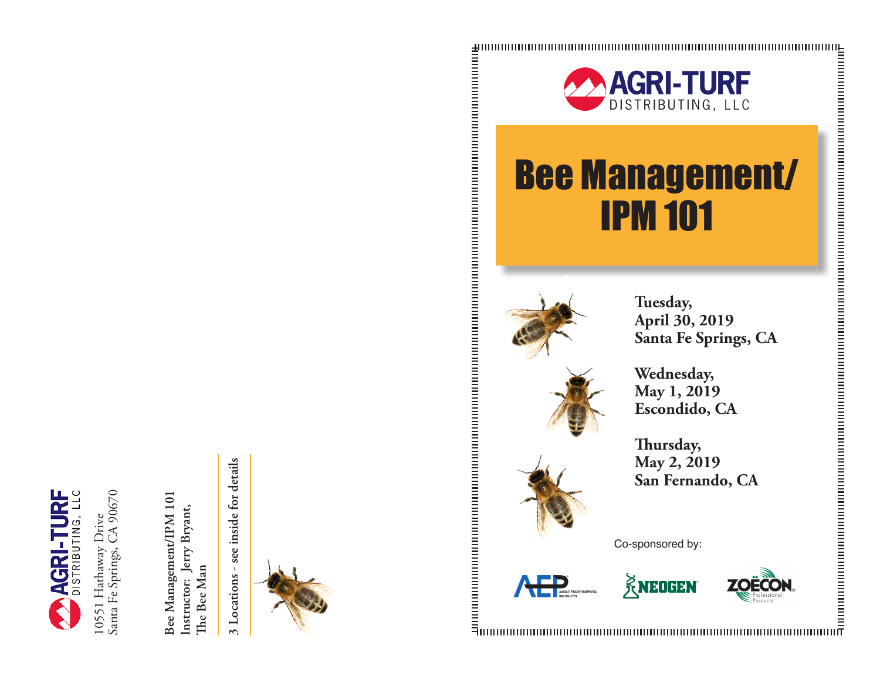AGRI-TURF DISTRIBUTING, LLC
10551 Hathaway Drive
Santa Fe Springs, CA 90670

Bee Management/IPM 101
Instructor: Jerry Bryant,
The Bee Man

3 Locations - see inside for details

AGRI-TURF DISTRIBUTING, LLC

# Bee Management/ IPM 101

**Tuesday,**
**April 30, 2019**
**Santa Fe Springs, CA**

**Wednesday,**
**May 1, 2019**
**Escondido, CA**

**Thursday,**
**May 2, 2019**
**San Fernando, CA**

Co-sponsored by:

AEP AMVAC ENVIRONMENTAL PRODUCTS

NEOGEN

ZOËCON Professional Products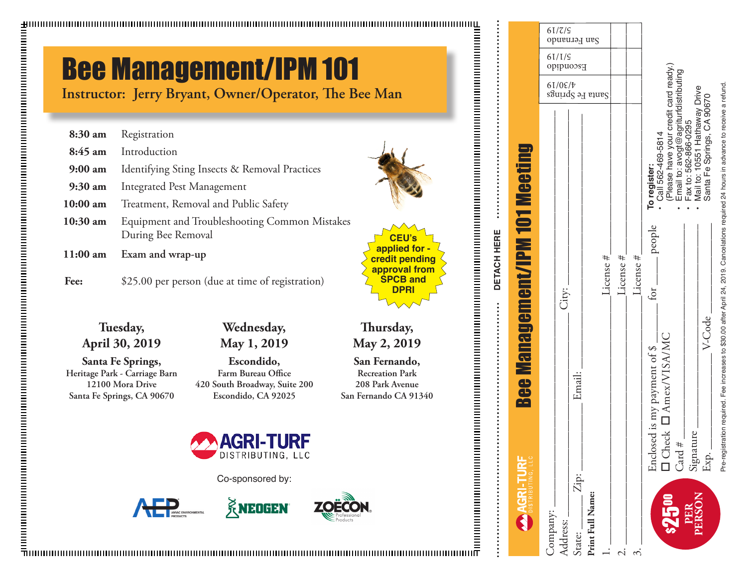# Bee Management/IPM 101

**Instructor: Jerry Bryant, Owner/Operator, The Bee Man**

| | |
|---|---|
| **8:30 am** | Registration |
| **8:45 am** | Introduction |
| **9:00 am** | Identifying Sting Insects & Removal Practices |
| **9:30 am** | Integrated Pest Management |
| **10:00 am** | Treatment, Removal and Public Safety |
| **10:30 am** | Equipment and Troubleshooting Common Mistakes During Bee Removal |
| **11:00 am** | **Exam and wrap-up** |
| **Fee:** | $25.00 per person (due at time of registration) |

**CEU's applied for - credit pending approval from SPCB and DPRI**

**Tuesday, April 30, 2019**
**Santa Fe Springs,**
Heritage Park - Carriage Barn
12100 Mora Drive
Santa Fe Springs, CA 90670

**Wednesday, May 1, 2019**
**Escondido,**
Farm Bureau Office
420 South Broadway, Suite 200
Escondido, CA 92025

**Thursday, May 2, 2019**
**San Fernando,**
Recreation Park
208 Park Avenue
San Fernando CA 91340

AGRI-TURF DISTRIBUTING, LLC

Co-sponsored by:

AEP AMVAC ENVIRONMENTAL PRODUCTS — NEOGEN — ZOËCON Professional Products

DETACH HERE

## Bee Management/IPM 101 Meeting

AGRI-TURF DISTRIBUTING, LLC

| Santa Fe Springs 4/30/19 | Escondido 5/1/19 | San Fernando 5/2/19 |
|---|---|---|
| | | |

Company: ______________________

Address: ______________________ City: ______________________

State: ______ Zip: ______________ Email: ______________________

**Print Full Name:**

1. ______________________ License # ______________

2. ______________________ License # ______________

3. ______________________ License # ______________

Enclosed is my payment of $ ________ for ______ people

☐ Check ☐ Amex/VISA/MC

Card # ______________________

Signature ______________________

Exp. ______________ V-Code ______________

**$25.00 PER PERSON**

**To register:**
- Call 562-469-5814 (Please have your credit card ready.)
- Email to: avogt@agriturfdistributing
- Fax to: 562-866-0295
- Mail to: 10551 Hathaway Drive Santa Fe Springs, CA 90670

Pre-registration required. Fee increases to $30.00 after April 24, 2019. Cancelations required 24 hours in advance to receive a refund.